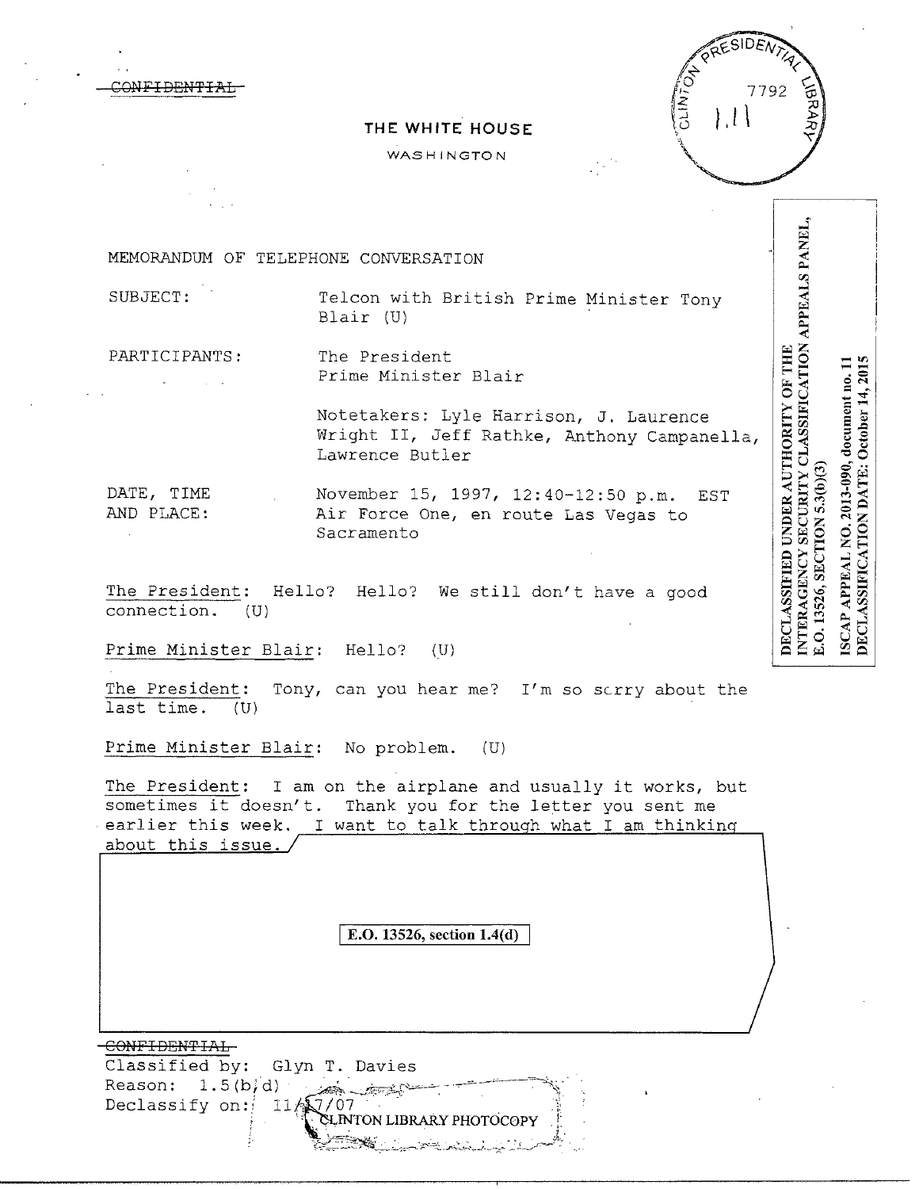~~CONFIDENTIAL~~

PRESIDENTIAL LIBRARY CLINTON 7792 1.11

# THE WHITE HOUSE

WASHINGTON

DECLASSIFIED UNDER AUTHORITY OF THE INTERAGENCY SECURITY CLASSIFICATION APPEALS PANEL, E.O. 13526, SECTION 5.3(b)(3)

ISCAP APPEAL NO. 2013-090, document no. 11
DECLASSIFICATION DATE: October 14, 2015

MEMORANDUM OF TELEPHONE CONVERSATION

SUBJECT: Telcon with British Prime Minister Tony Blair (U)

PARTICIPANTS: The President
Prime Minister Blair

Notetakers: Lyle Harrison, J. Laurence Wright II, Jeff Rathke, Anthony Campanella, Lawrence Butler

DATE, TIME AND PLACE: November 15, 1997, 12:40-12:50 p.m. EST
Air Force One, en route Las Vegas to Sacramento

The President: Hello? Hello? We still don't have a good connection. (U)

Prime Minister Blair: Hello? (U)

The President: Tony, can you hear me? I'm so sorry about the last time. (U)

Prime Minister Blair: No problem. (U)

The President: I am on the airplane and usually it works, but sometimes it doesn't. Thank you for the letter you sent me earlier this week. I want to talk through what I am thinking about this issue.

E.O. 13526, section 1.4(d)

~~CONFIDENTIAL~~
Classified by: Glyn T. Davies
Reason: 1.5(b,d)
Declassify on: 11/17/07

CLINTON LIBRARY PHOTOCOPY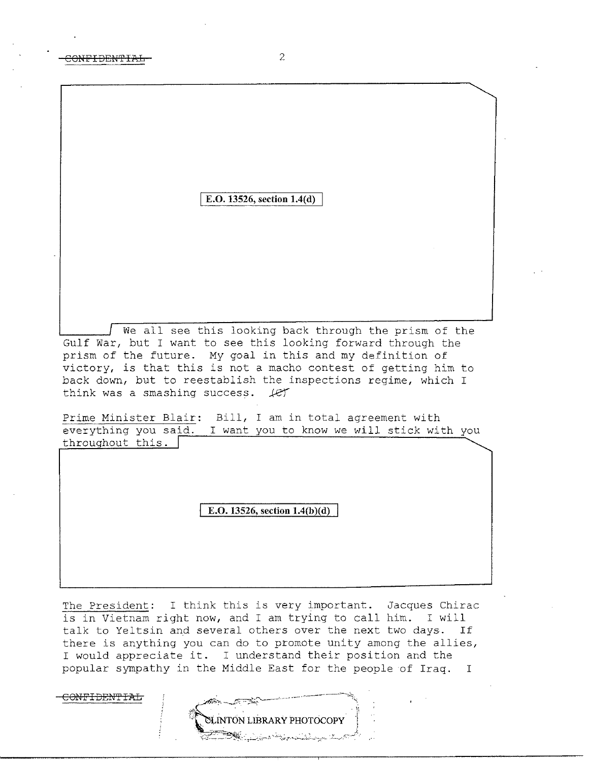E.O. 13526, section 1.4(d)

We all see this looking back through the prism of the Gulf War, but I want to see this looking forward through the prism of the future. My goal in this and my definition of victory, is that this is not a macho contest of getting him to back down, but to reestablish the inspections regime, which I think was a smashing success. (C)

Prime Minister Blair: Bill, I am in total agreement with everything you said. I want you to know we will stick with you throughout this.

E.O. 13526, section 1.4(b)(d)

The President: I think this is very important. Jacques Chirac is in Vietnam right now, and I am trying to call him. I will talk to Yeltsin and several others over the next two days. If there is anything you can do to promote unity among the allies, I would appreciate it. I understand their position and the popular sympathy in the Middle East for the people of Iraq. I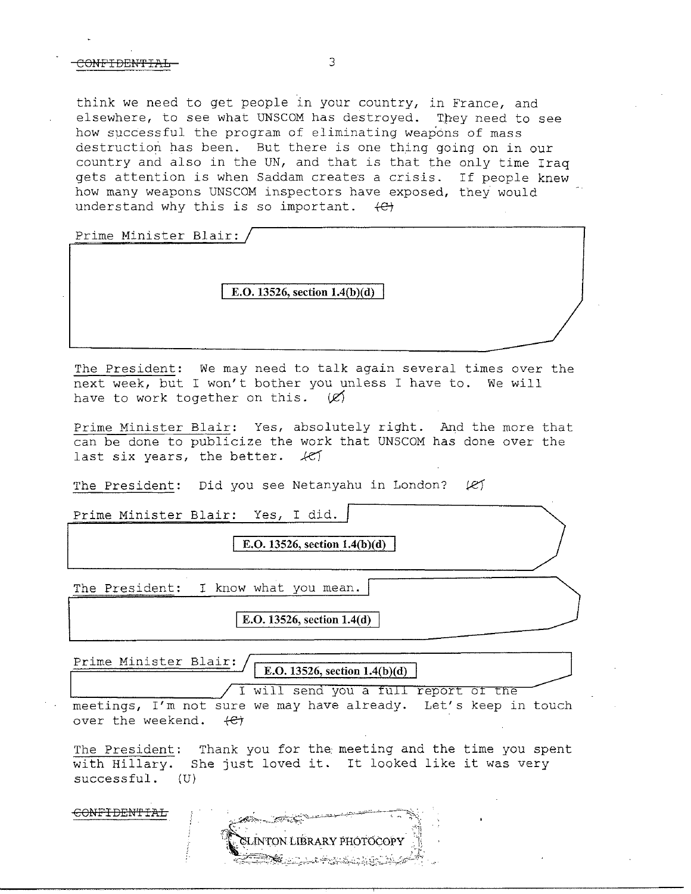think we need to get people in your country, in France, and elsewhere, to see what UNSCOM has destroyed. They need to see how successful the program of eliminating weapons of mass destruction has been. But there is one thing going on in our country and also in the UN, and that is that the only time Iraq gets attention is when Saddam creates a crisis. If people knew how many weapons UNSCOM inspectors have exposed, they would understand why this is so important. (C)

Prime Minister Blair:

E.O. 13526, section 1.4(b)(d)

The President: We may need to talk again several times over the next week, but I won't bother you unless I have to. We will have to work together on this. (C)

Prime Minister Blair: Yes, absolutely right. And the more that can be done to publicize the work that UNSCOM has done over the last six years, the better. (C)

The President: Did you see Netanyahu in London? (C)

Prime Minister Blair: Yes, I did.

E.O. 13526, section 1.4(b)(d)

The President: I know what you mean.

E.O. 13526, section 1.4(d)

Prime Minister Blair:

E.O. 13526, section 1.4(b)(d)

I will send you a full report of the meetings, I'm not sure we may have already. Let's keep in touch over the weekend. (C)

The President: Thank you for the meeting and the time you spent with Hillary. She just loved it. It looked like it was very successful. (U)

CONFIDENTIAL

CLINTON LIBRARY PHOTOCOPY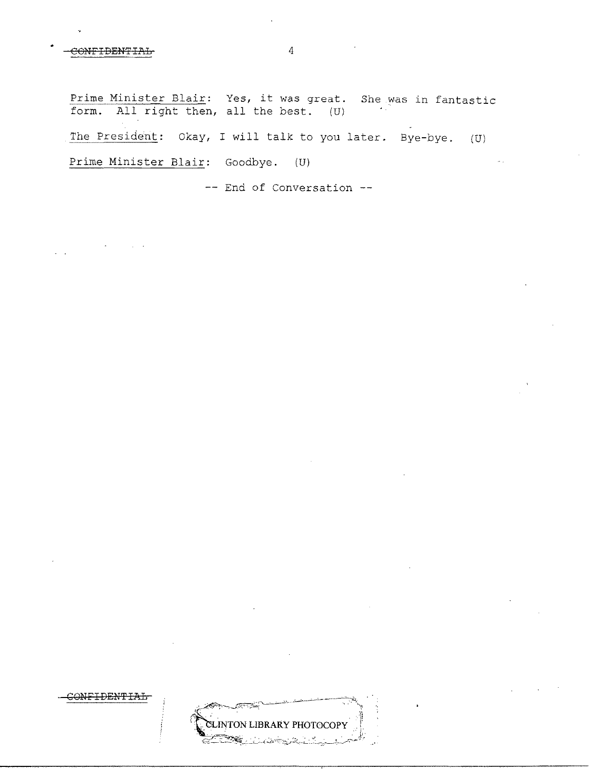Prime Minister Blair: Yes, it was great. She was in fantastic form. All right then, all the best. (U)

The President: Okay, I will talk to you later. Bye-bye. (U)

Prime Minister Blair: Goodbye. (U)

-- End of Conversation --